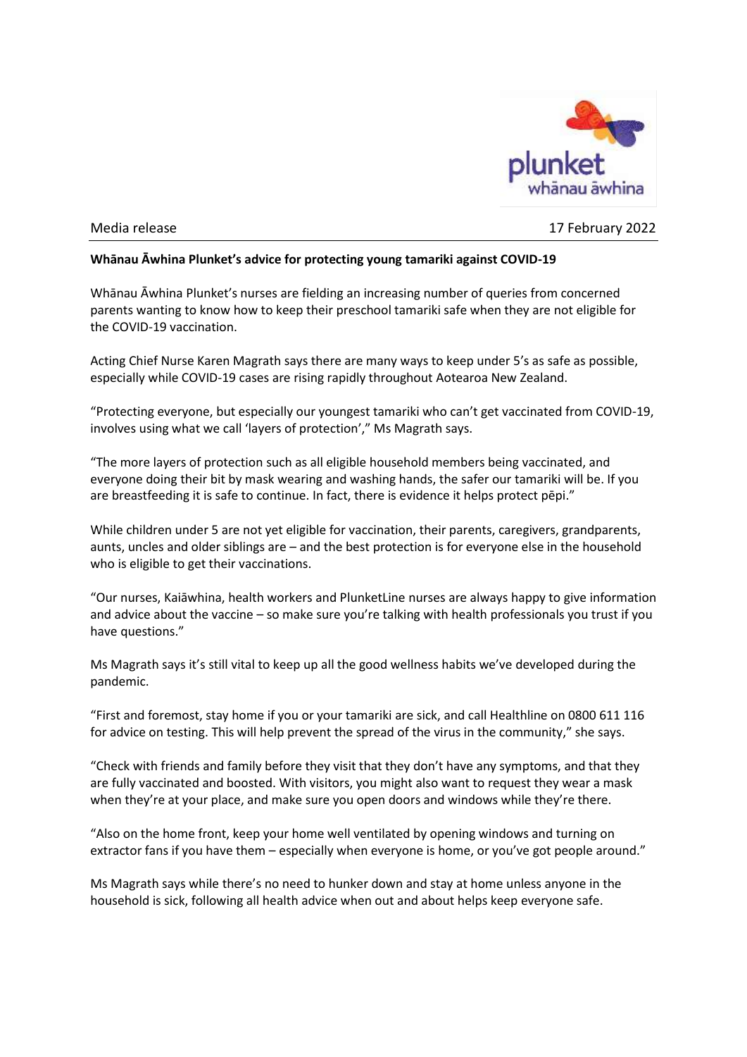Media release 17 February 2022

**Whānau Āwhina Plunket's advice for protecting young tamariki against COVID-19**

Whānau Āwhina Plunket's nurses are fielding an increasing number of queries from concerned parents wanting to know how to keep their preschool tamariki safe when they are not eligible for the COVID-19 vaccination.

Acting Chief Nurse Karen Magrath says there are many ways to keep under 5's as safe as possible, especially while COVID-19 cases are rising rapidly throughout Aotearoa New Zealand.

"Protecting everyone, but especially our youngest tamariki who can't get vaccinated from COVID-19, involves using what we call 'layers of protection'," Ms Magrath says.

"The more layers of protection such as all eligible household members being vaccinated, and everyone doing their bit by mask wearing and washing hands, the safer our tamariki will be. If you are breastfeeding it is safe to continue. In fact, there is evidence it helps protect pēpi."

While children under 5 are not yet eligible for vaccination, their parents, caregivers, grandparents, aunts, uncles and older siblings are – and the best protection is for everyone else in the household who is eligible to get their vaccinations.

"Our nurses, Kaiāwhina, health workers and PlunketLine nurses are always happy to give information and advice about the vaccine – so make sure you're talking with health professionals you trust if you have questions."

Ms Magrath says it's still vital to keep up all the good wellness habits we've developed during the pandemic.

"First and foremost, stay home if you or your tamariki are sick, and call Healthline on 0800 611 116 for advice on testing. This will help prevent the spread of the virus in the community," she says.

"Check with friends and family before they visit that they don't have any symptoms, and that they are fully vaccinated and boosted. With visitors, you might also want to request they wear a mask when they're at your place, and make sure you open doors and windows while they're there.

"Also on the home front, keep your home well ventilated by opening windows and turning on extractor fans if you have them – especially when everyone is home, or you've got people around."

Ms Magrath says while there's no need to hunker down and stay at home unless anyone in the household is sick, following all health advice when out and about helps keep everyone safe.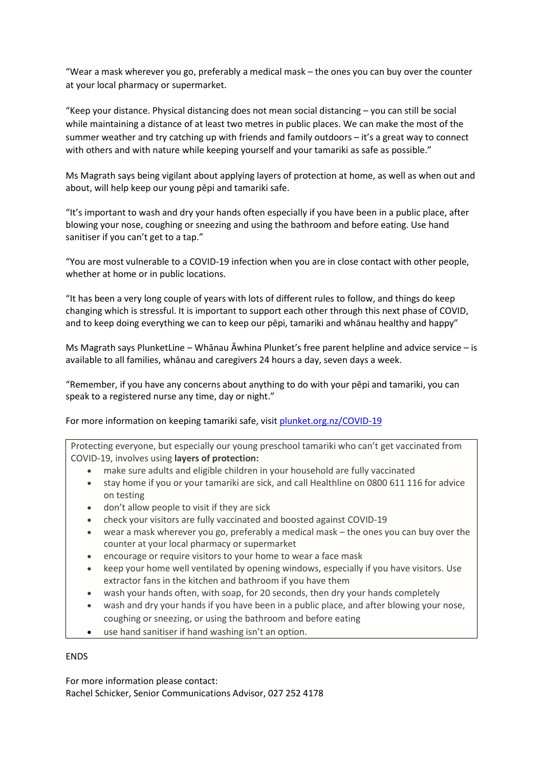"Wear a mask wherever you go, preferably a medical mask – the ones you can buy over the counter at your local pharmacy or supermarket.

"Keep your distance. Physical distancing does not mean social distancing – you can still be social while maintaining a distance of at least two metres in public places. We can make the most of the summer weather and try catching up with friends and family outdoors – it's a great way to connect with others and with nature while keeping yourself and your tamariki as safe as possible."

Ms Magrath says being vigilant about applying layers of protection at home, as well as when out and about, will help keep our young pēpi and tamariki safe.

"It's important to wash and dry your hands often especially if you have been in a public place, after blowing your nose, coughing or sneezing and using the bathroom and before eating. Use hand sanitiser if you can't get to a tap."

"You are most vulnerable to a COVID-19 infection when you are in close contact with other people, whether at home or in public locations.

"It has been a very long couple of years with lots of different rules to follow, and things do keep changing which is stressful. It is important to support each other through this next phase of COVID, and to keep doing everything we can to keep our pēpi, tamariki and whānau healthy and happy"

Ms Magrath says PlunketLine – Whānau Āwhina Plunket's free parent helpline and advice service – is available to all families, whānau and caregivers 24 hours a day, seven days a week.

"Remember, if you have any concerns about anything to do with your pēpi and tamariki, you can speak to a registered nurse any time, day or night."

For more information on keeping tamariki safe, visit [plunket.org.nz/COVID-19](plunket.org.nz/COVID-19)

Protecting everyone, but especially our young preschool tamariki who can't get vaccinated from COVID-19, involves using **layers of protection:**

- make sure adults and eligible children in your household are fully vaccinated
- stay home if you or your tamariki are sick, and call Healthline on 0800 611 116 for advice on testing
- don't allow people to visit if they are sick
- check your visitors are fully vaccinated and boosted against COVID-19
- wear a mask wherever you go, preferably a medical mask – the ones you can buy over the counter at your local pharmacy or supermarket
- encourage or require visitors to your home to wear a face mask
- keep your home well ventilated by opening windows, especially if you have visitors. Use extractor fans in the kitchen and bathroom if you have them
- wash your hands often, with soap, for 20 seconds, then dry your hands completely
- wash and dry your hands if you have been in a public place, and after blowing your nose, coughing or sneezing, or using the bathroom and before eating
- use hand sanitiser if hand washing isn't an option.

ENDS

For more information please contact:
Rachel Schicker, Senior Communications Advisor, 027 252 4178